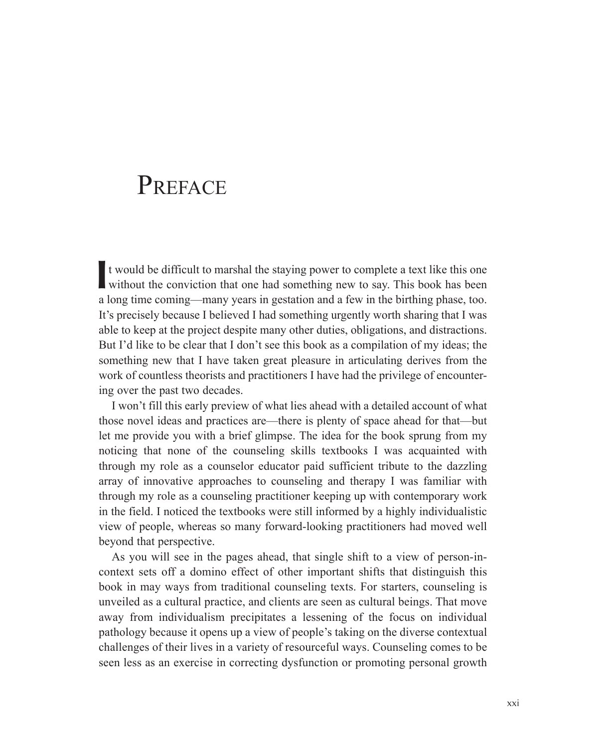# Preface

It would be difficult to marshal the staying power to complete a text like this one without the conviction that one had something new to say. This book has been a long time coming—many years in gestation and a few in the birthing phase, too. It's precisely because I believed I had something urgently worth sharing that I was able to keep at the project despite many other duties, obligations, and distractions. But I'd like to be clear that I don't see this book as a compilation of my ideas; the something new that I have taken great pleasure in articulating derives from the work of countless theorists and practitioners I have had the privilege of encountering over the past two decades.

I won't fill this early preview of what lies ahead with a detailed account of what those novel ideas and practices are—there is plenty of space ahead for that—but let me provide you with a brief glimpse. The idea for the book sprung from my noticing that none of the counseling skills textbooks I was acquainted with through my role as a counselor educator paid sufficient tribute to the dazzling array of innovative approaches to counseling and therapy I was familiar with through my role as a counseling practitioner keeping up with contemporary work in the field. I noticed the textbooks were still informed by a highly individualistic view of people, whereas so many forward-looking practitioners had moved well beyond that perspective.

As you will see in the pages ahead, that single shift to a view of person-in-context sets off a domino effect of other important shifts that distinguish this book in may ways from traditional counseling texts. For starters, counseling is unveiled as a cultural practice, and clients are seen as cultural beings. That move away from individualism precipitates a lessening of the focus on individual pathology because it opens up a view of people's taking on the diverse contextual challenges of their lives in a variety of resourceful ways. Counseling comes to be seen less as an exercise in correcting dysfunction or promoting personal growth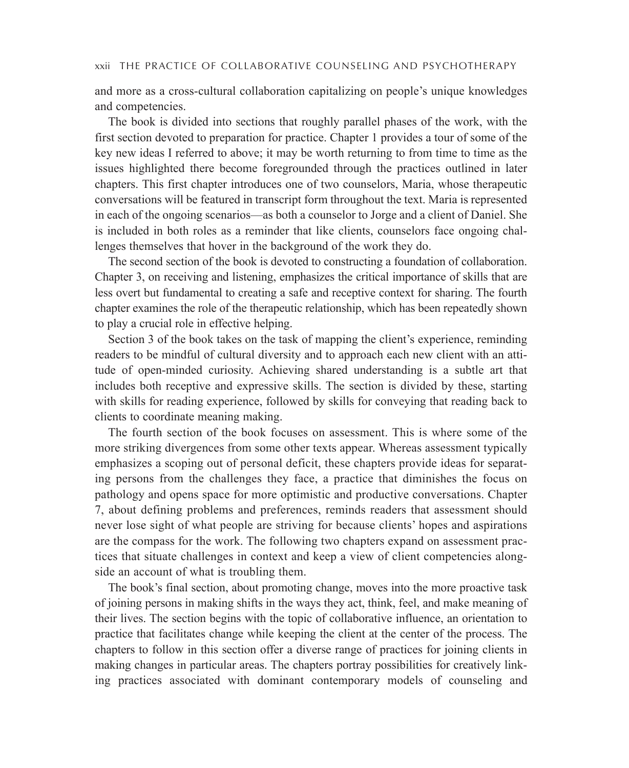and more as a cross-cultural collaboration capitalizing on people's unique knowledges and competencies.

The book is divided into sections that roughly parallel phases of the work, with the first section devoted to preparation for practice. Chapter 1 provides a tour of some of the key new ideas I referred to above; it may be worth returning to from time to time as the issues highlighted there become foregrounded through the practices outlined in later chapters. This first chapter introduces one of two counselors, Maria, whose therapeutic conversations will be featured in transcript form throughout the text. Maria is represented in each of the ongoing scenarios—as both a counselor to Jorge and a client of Daniel. She is included in both roles as a reminder that like clients, counselors face ongoing challenges themselves that hover in the background of the work they do.

The second section of the book is devoted to constructing a foundation of collaboration. Chapter 3, on receiving and listening, emphasizes the critical importance of skills that are less overt but fundamental to creating a safe and receptive context for sharing. The fourth chapter examines the role of the therapeutic relationship, which has been repeatedly shown to play a crucial role in effective helping.

Section 3 of the book takes on the task of mapping the client's experience, reminding readers to be mindful of cultural diversity and to approach each new client with an attitude of open-minded curiosity. Achieving shared understanding is a subtle art that includes both receptive and expressive skills. The section is divided by these, starting with skills for reading experience, followed by skills for conveying that reading back to clients to coordinate meaning making.

The fourth section of the book focuses on assessment. This is where some of the more striking divergences from some other texts appear. Whereas assessment typically emphasizes a scoping out of personal deficit, these chapters provide ideas for separating persons from the challenges they face, a practice that diminishes the focus on pathology and opens space for more optimistic and productive conversations. Chapter 7, about defining problems and preferences, reminds readers that assessment should never lose sight of what people are striving for because clients' hopes and aspirations are the compass for the work. The following two chapters expand on assessment practices that situate challenges in context and keep a view of client competencies alongside an account of what is troubling them.

The book's final section, about promoting change, moves into the more proactive task of joining persons in making shifts in the ways they act, think, feel, and make meaning of their lives. The section begins with the topic of collaborative influence, an orientation to practice that facilitates change while keeping the client at the center of the process. The chapters to follow in this section offer a diverse range of practices for joining clients in making changes in particular areas. The chapters portray possibilities for creatively linking practices associated with dominant contemporary models of counseling and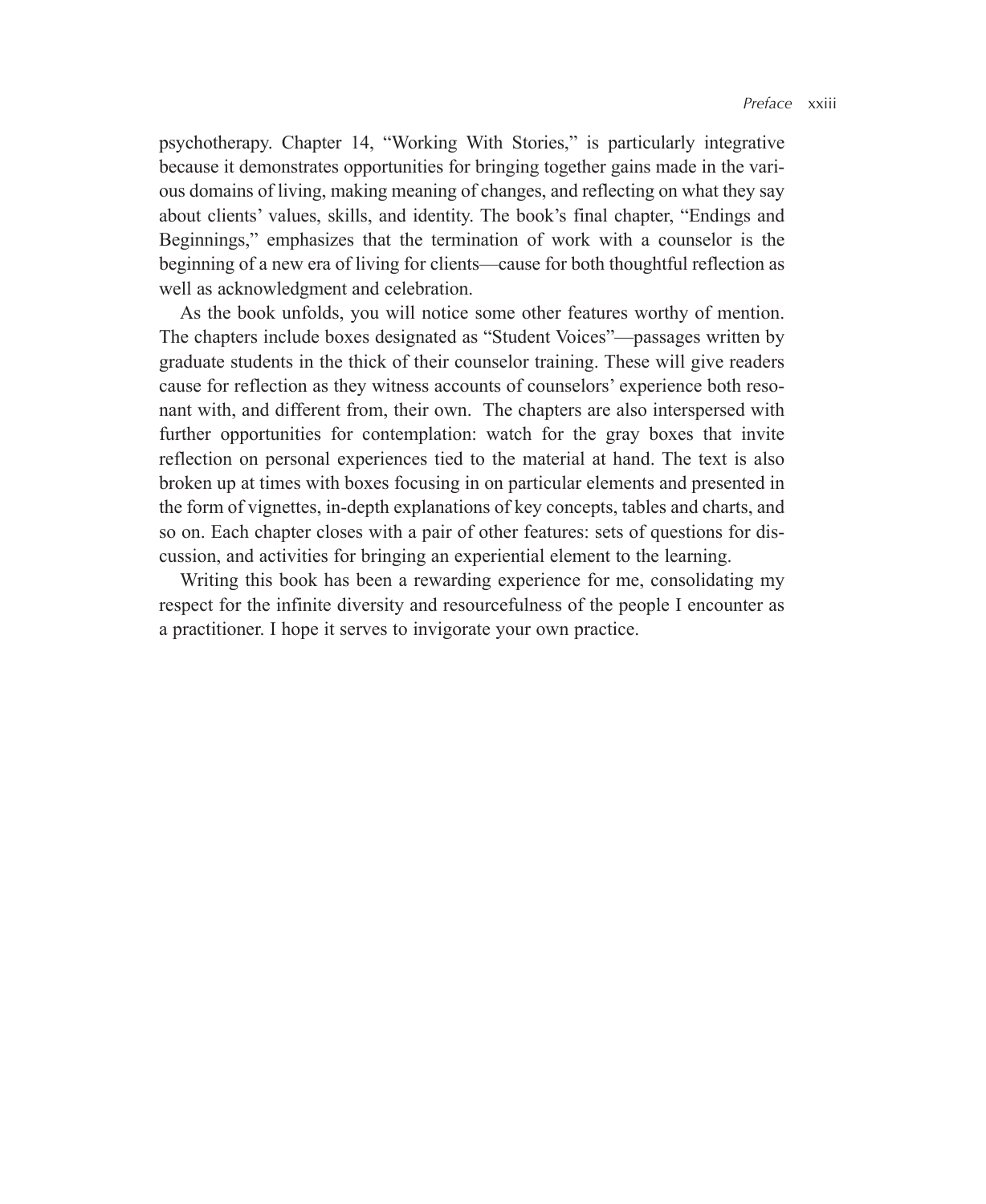psychotherapy. Chapter 14, "Working With Stories," is particularly integrative because it demonstrates opportunities for bringing together gains made in the various domains of living, making meaning of changes, and reflecting on what they say about clients' values, skills, and identity. The book's final chapter, "Endings and Beginnings," emphasizes that the termination of work with a counselor is the beginning of a new era of living for clients—cause for both thoughtful reflection as well as acknowledgment and celebration.

As the book unfolds, you will notice some other features worthy of mention. The chapters include boxes designated as "Student Voices"—passages written by graduate students in the thick of their counselor training. These will give readers cause for reflection as they witness accounts of counselors' experience both resonant with, and different from, their own. The chapters are also interspersed with further opportunities for contemplation: watch for the gray boxes that invite reflection on personal experiences tied to the material at hand. The text is also broken up at times with boxes focusing in on particular elements and presented in the form of vignettes, in-depth explanations of key concepts, tables and charts, and so on. Each chapter closes with a pair of other features: sets of questions for discussion, and activities for bringing an experiential element to the learning.

Writing this book has been a rewarding experience for me, consolidating my respect for the infinite diversity and resourcefulness of the people I encounter as a practitioner. I hope it serves to invigorate your own practice.